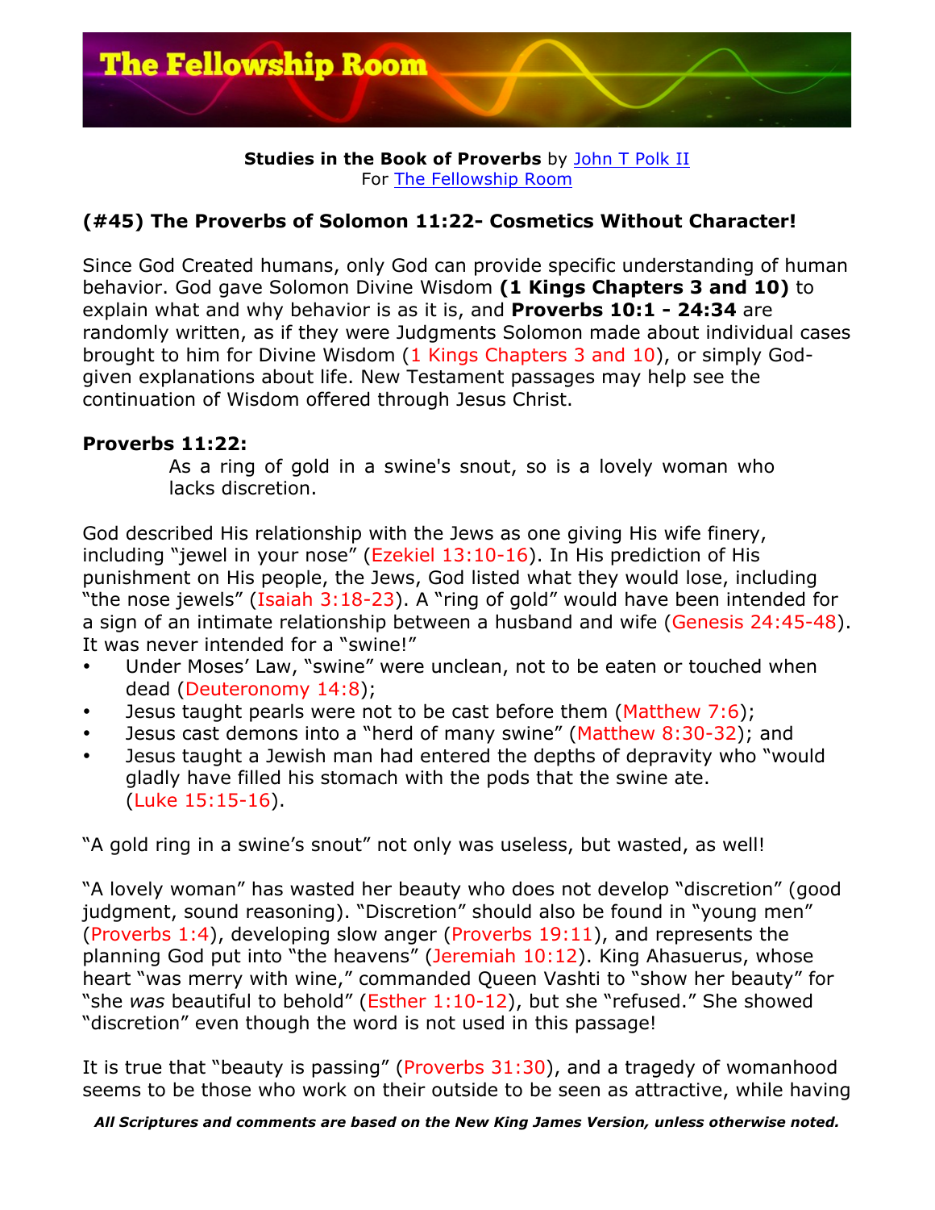**The Fellowship Room**

**Studies in the Book of Proverbs** by John T Polk II
For The Fellowship Room

## (#45) The Proverbs of Solomon 11:22- Cosmetics Without Character!

Since God Created humans, only God can provide specific understanding of human behavior. God gave Solomon Divine Wisdom **(1 Kings Chapters 3 and 10)** to explain what and why behavior is as it is, and **Proverbs 10:1 - 24:34** are randomly written, as if they were Judgments Solomon made about individual cases brought to him for Divine Wisdom (1 Kings Chapters 3 and 10), or simply God-given explanations about life. New Testament passages may help see the continuation of Wisdom offered through Jesus Christ.

**Proverbs 11:22:**

> As a ring of gold in a swine's snout, so is a lovely woman who lacks discretion.

God described His relationship with the Jews as one giving His wife finery, including "jewel in your nose" (Ezekiel 13:10-16). In His prediction of His punishment on His people, the Jews, God listed what they would lose, including "the nose jewels" (Isaiah 3:18-23). A "ring of gold" would have been intended for a sign of an intimate relationship between a husband and wife (Genesis 24:45-48). It was never intended for a "swine!"

- Under Moses' Law, "swine" were unclean, not to be eaten or touched when dead (Deuteronomy 14:8);
- Jesus taught pearls were not to be cast before them (Matthew 7:6);
- Jesus cast demons into a "herd of many swine" (Matthew 8:30-32); and
- Jesus taught a Jewish man had entered the depths of depravity who "would gladly have filled his stomach with the pods that the swine ate. (Luke 15:15-16).

"A gold ring in a swine's snout" not only was useless, but wasted, as well!

"A lovely woman" has wasted her beauty who does not develop "discretion" (good judgment, sound reasoning). "Discretion" should also be found in "young men" (Proverbs 1:4), developing slow anger (Proverbs 19:11), and represents the planning God put into "the heavens" (Jeremiah 10:12). King Ahasuerus, whose heart "was merry with wine," commanded Queen Vashti to "show her beauty" for "she *was* beautiful to behold" (Esther 1:10-12), but she "refused." She showed "discretion" even though the word is not used in this passage!

It is true that "beauty is passing" (Proverbs 31:30), and a tragedy of womanhood seems to be those who work on their outside to be seen as attractive, while having

***All Scriptures and comments are based on the New King James Version, unless otherwise noted.***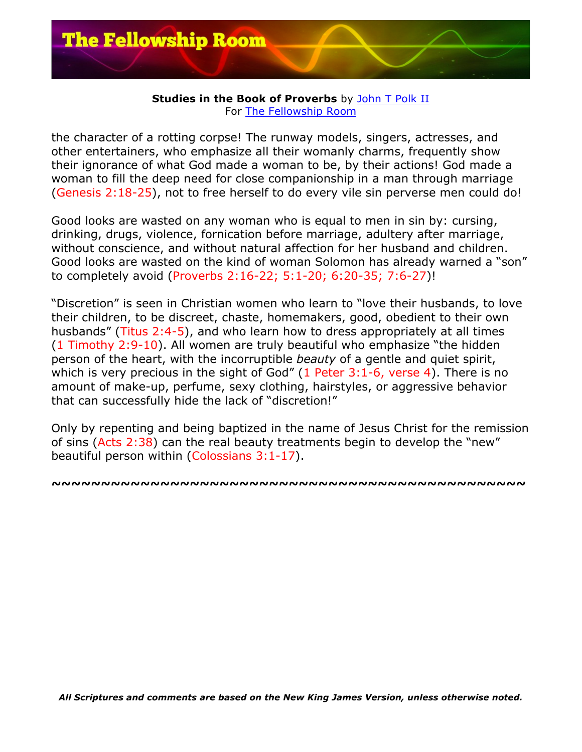the character of a rotting corpse! The runway models, singers, actresses, and other entertainers, who emphasize all their womanly charms, frequently show their ignorance of what God made a woman to be, by their actions! God made a woman to fill the deep need for close companionship in a man through marriage (Genesis 2:18-25), not to free herself to do every vile sin perverse men could do!

Good looks are wasted on any woman who is equal to men in sin by: cursing, drinking, drugs, violence, fornication before marriage, adultery after marriage, without conscience, and without natural affection for her husband and children. Good looks are wasted on the kind of woman Solomon has already warned a "son" to completely avoid (Proverbs 2:16-22; 5:1-20; 6:20-35; 7:6-27)!

"Discretion" is seen in Christian women who learn to "love their husbands, to love their children, to be discreet, chaste, homemakers, good, obedient to their own husbands" (Titus 2:4-5), and who learn how to dress appropriately at all times (1 Timothy 2:9-10). All women are truly beautiful who emphasize "the hidden person of the heart, with the incorruptible *beauty* of a gentle and quiet spirit, which is very precious in the sight of God" (1 Peter 3:1-6, verse 4). There is no amount of make-up, perfume, sexy clothing, hairstyles, or aggressive behavior that can successfully hide the lack of "discretion!"

Only by repenting and being baptized in the name of Jesus Christ for the remission of sins (Acts 2:38) can the real beauty treatments begin to develop the "new" beautiful person within (Colossians 3:1-17).

**~~~~~~~~~~~~~~~~~~~~~~~~~~~~~~~~~~~~~~~~~~~~~~~~**

***All Scriptures and comments are based on the New King James Version, unless otherwise noted.***